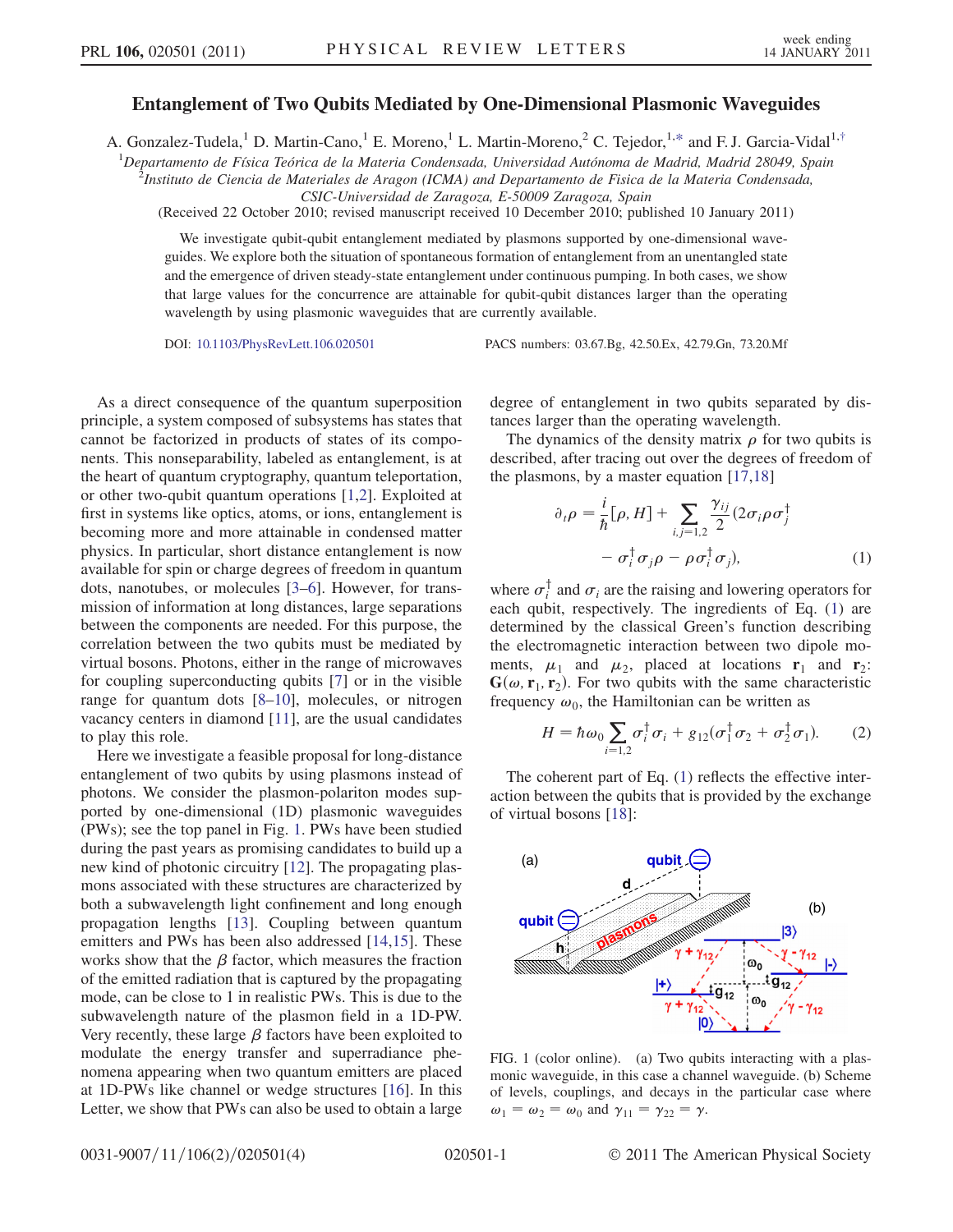# Entanglement of Two Qubits Mediated by One-Dimensional Plasmonic Waveguides

A. Gonzalez-Tudela,[1] D. Martin-Cano,[1] E. Moreno,[1] L. Martin-Moreno,[2] C. Tejedor,[1,*] and F. J. Garcia-Vidal[1,†]

[1]*Departamento de Física Teórica de la Materia Condensada, Universidad Autónoma de Madrid, Madrid 28049, Spain*
[2]*Instituto de Ciencia de Materiales de Aragon (ICMA) and Departamento de Fisica de la Materia Condensada, CSIC-Universidad de Zaragoza, E-50009 Zaragoza, Spain*

(Received 22 October 2010; revised manuscript received 10 December 2010; published 10 January 2011)

We investigate qubit-qubit entanglement mediated by plasmons supported by one-dimensional waveguides. We explore both the situation of spontaneous formation of entanglement from an unentangled state and the emergence of driven steady-state entanglement under continuous pumping. In both cases, we show that large values for the concurrence are attainable for qubit-qubit distances larger than the operating wavelength by using plasmonic waveguides that are currently available.

DOI: 10.1103/PhysRevLett.106.020501 PACS numbers: 03.67.Bg, 42.50.Ex, 42.79.Gn, 73.20.Mf

As a direct consequence of the quantum superposition principle, a system composed of subsystems has states that cannot be factorized in products of states of its components. This nonseparability, labeled as entanglement, is at the heart of quantum cryptography, quantum teleportation, or other two-qubit quantum operations [1,2]. Exploited at first in systems like optics, atoms, or ions, entanglement is becoming more and more attainable in condensed matter physics. In particular, short distance entanglement is now available for spin or charge degrees of freedom in quantum dots, nanotubes, or molecules [3–6]. However, for transmission of information at long distances, large separations between the components are needed. For this purpose, the correlation between the two qubits must be mediated by virtual bosons. Photons, either in the range of microwaves for coupling superconducting qubits [7] or in the visible range for quantum dots [8–10], molecules, or nitrogen vacancy centers in diamond [11], are the usual candidates to play this role.

Here we investigate a feasible proposal for long-distance entanglement of two qubits by using plasmons instead of photons. We consider the plasmon-polariton modes supported by one-dimensional (1D) plasmonic waveguides (PWs); see the top panel in Fig. 1. PWs have been studied during the past years as promising candidates to build up a new kind of photonic circuitry [12]. The propagating plasmons associated with these structures are characterized by both a subwavelength light confinement and long enough propagation lengths [13]. Coupling between quantum emitters and PWs has been also addressed [14,15]. These works show that the $\beta$ factor, which measures the fraction of the emitted radiation that is captured by the propagating mode, can be close to 1 in realistic PWs. This is due to the subwavelength nature of the plasmon field in a 1D-PW. Very recently, these large $\beta$ factors have been exploited to modulate the energy transfer and superradiance phenomena appearing when two quantum emitters are placed at 1D-PWs like channel or wedge structures [16]. In this Letter, we show that PWs can also be used to obtain a large degree of entanglement in two qubits separated by distances larger than the operating wavelength.

The dynamics of the density matrix $\rho$ for two qubits is described, after tracing out over the degrees of freedom of the plasmons, by a master equation [17,18]

$$\partial_t \rho = \frac{i}{\hbar}[\rho, H] + \sum_{i,j=1,2} \frac{\gamma_{ij}}{2}(2\sigma_i \rho \sigma_j^\dagger - \sigma_i^\dagger \sigma_j \rho - \rho \sigma_i^\dagger \sigma_j), \quad (1)$$

where $\sigma_i^\dagger$ and $\sigma_i$ are the raising and lowering operators for each qubit, respectively. The ingredients of Eq. (1) are determined by the classical Green's function describing the electromagnetic interaction between two dipole moments, $\mu_1$ and $\mu_2$, placed at locations $\mathbf{r}_1$ and $\mathbf{r}_2$: $\mathbf{G}(\omega, \mathbf{r}_1, \mathbf{r}_2)$. For two qubits with the same characteristic frequency $\omega_0$, the Hamiltonian can be written as

$$H = \hbar\omega_0 \sum_{i=1,2} \sigma_i^\dagger \sigma_i + g_{12}(\sigma_1^\dagger \sigma_2 + \sigma_2^\dagger \sigma_1). \quad (2)$$

The coherent part of Eq. (1) reflects the effective interaction between the qubits that is provided by the exchange of virtual bosons [18]:

FIG. 1 (color online). (a) Two qubits interacting with a plasmonic waveguide, in this case a channel waveguide. (b) Scheme of levels, couplings, and decays in the particular case where $\omega_1 = \omega_2 = \omega_0$ and $\gamma_{11} = \gamma_{22} = \gamma$.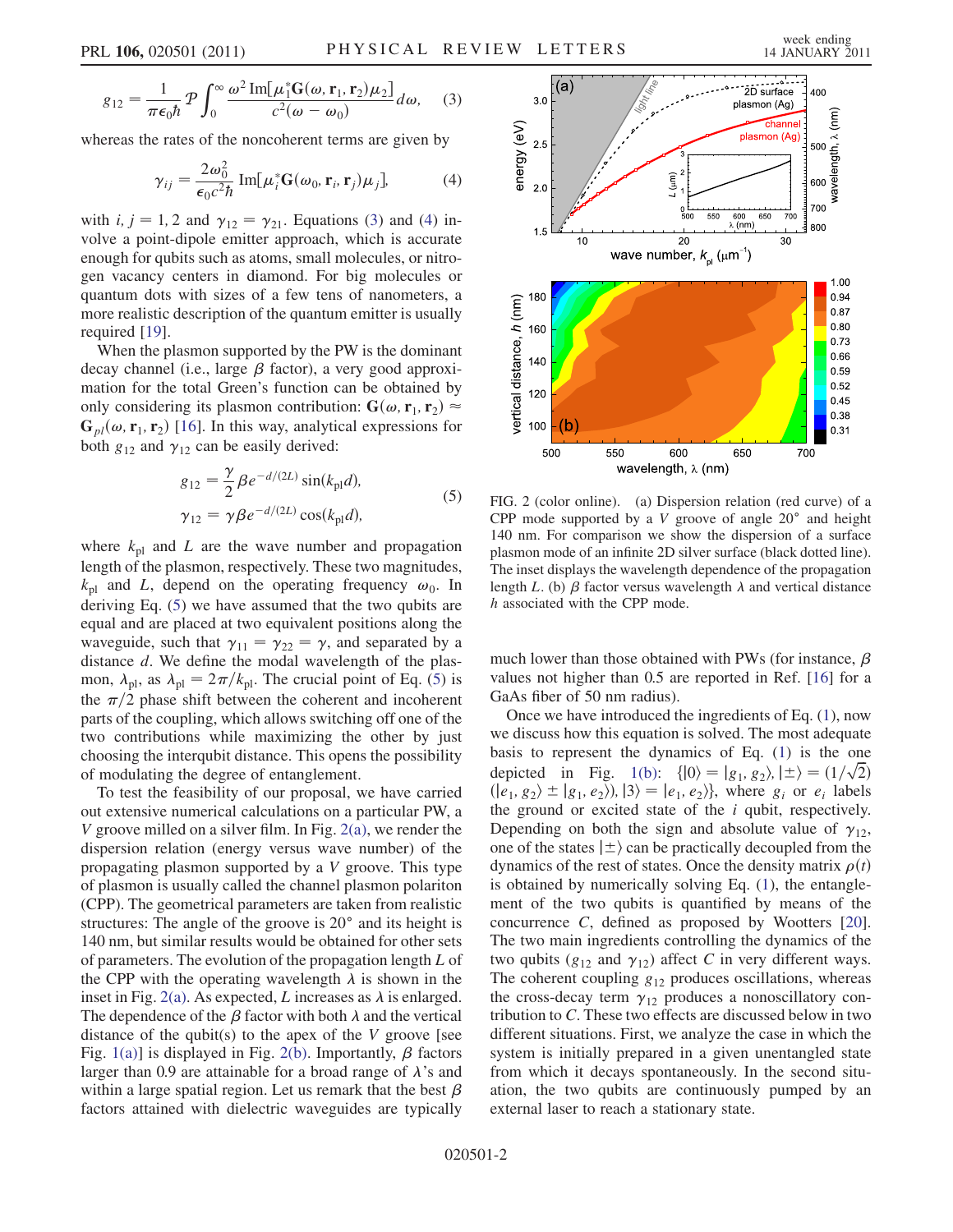$$g_{12} = \frac{1}{\pi \epsilon_0 \hbar} \mathcal{P} \int_0^\infty \frac{\omega^2 \, \mathrm{Im}[\mu_1^* \mathbf{G}(\omega, \mathbf{r}_1, \mathbf{r}_2)\mu_2]}{c^2(\omega - \omega_0)} d\omega, \quad (3)$$

whereas the rates of the noncoherent terms are given by

$$\gamma_{ij} = \frac{2\omega_0^2}{\epsilon_0 c^2 \hbar} \mathrm{Im}[\mu_i^* \mathbf{G}(\omega_0, \mathbf{r}_i, \mathbf{r}_j)\mu_j], \quad (4)$$

with $i, j = 1, 2$ and $\gamma_{12} = \gamma_{21}$. Equations (3) and (4) involve a point-dipole emitter approach, which is accurate enough for qubits such as atoms, small molecules, or nitrogen vacancy centers in diamond. For big molecules or quantum dots with sizes of a few tens of nanometers, a more realistic description of the quantum emitter is usually required [19].

When the plasmon supported by the PW is the dominant decay channel (i.e., large $\beta$ factor), a very good approximation for the total Green's function can be obtained by only considering its plasmon contribution: $\mathbf{G}(\omega, \mathbf{r}_1, \mathbf{r}_2) \approx \mathbf{G}_{pl}(\omega, \mathbf{r}_1, \mathbf{r}_2)$ [16]. In this way, analytical expressions for both $g_{12}$ and $\gamma_{12}$ can be easily derived:

$$g_{12} = \frac{\gamma}{2}\beta e^{-d/(2L)} \sin(k_{\mathrm{pl}} d),$$
$$\gamma_{12} = \gamma \beta e^{-d/(2L)} \cos(k_{\mathrm{pl}} d), \quad (5)$$

where $k_{\mathrm{pl}}$ and $L$ are the wave number and propagation length of the plasmon, respectively. These two magnitudes, $k_{\mathrm{pl}}$ and $L$, depend on the operating frequency $\omega_0$. In deriving Eq. (5) we have assumed that the two qubits are equal and are placed at two equivalent positions along the waveguide, such that $\gamma_{11} = \gamma_{22} = \gamma$, and separated by a distance $d$. We define the modal wavelength of the plasmon, $\lambda_{\mathrm{pl}}$, as $\lambda_{\mathrm{pl}} = 2\pi/k_{\mathrm{pl}}$. The crucial point of Eq. (5) is the $\pi/2$ phase shift between the coherent and incoherent parts of the coupling, which allows switching off one of the two contributions while maximizing the other by just choosing the interqubit distance. This opens the possibility of modulating the degree of entanglement.

To test the feasibility of our proposal, we have carried out extensive numerical calculations on a particular PW, a $V$ groove milled on a silver film. In Fig. 2(a), we render the dispersion relation (energy versus wave number) of the propagating plasmon supported by a $V$ groove. This type of plasmon is usually called the channel plasmon polariton (CPP). The geometrical parameters are taken from realistic structures: The angle of the groove is 20° and its height is 140 nm, but similar results would be obtained for other sets of parameters. The evolution of the propagation length $L$ of the CPP with the operating wavelength $\lambda$ is shown in the inset in Fig. 2(a). As expected, $L$ increases as $\lambda$ is enlarged. The dependence of the $\beta$ factor with both $\lambda$ and the vertical distance of the qubit(s) to the apex of the $V$ groove [see Fig. 1(a)] is displayed in Fig. 2(b). Importantly, $\beta$ factors larger than 0.9 are attainable for a broad range of $\lambda$'s and within a large spatial region. Let us remark that the best $\beta$ factors attained with dielectric waveguides are typically much lower than those obtained with PWs (for instance, $\beta$ values not higher than 0.5 are reported in Ref. [16] for a GaAs fiber of 50 nm radius).

FIG. 2 (color online). (a) Dispersion relation (red curve) of a CPP mode supported by a $V$ groove of angle 20° and height 140 nm. For comparison we show the dispersion of a surface plasmon mode of an infinite 2D silver surface (black dotted line). The inset displays the wavelength dependence of the propagation length $L$. (b) $\beta$ factor versus wavelength $\lambda$ and vertical distance $h$ associated with the CPP mode.

Once we have introduced the ingredients of Eq. (1), now we discuss how this equation is solved. The most adequate basis to represent the dynamics of Eq. (1) is the one depicted in Fig. 1(b): $\{|0\rangle = |g_1, g_2\rangle, |\pm\rangle = (1/\sqrt{2})(|e_1, g_2\rangle \pm |g_1, e_2\rangle), |3\rangle = |e_1, e_2\rangle\}$, where $g_i$ or $e_i$ labels the ground or excited state of the $i$ qubit, respectively. Depending on both the sign and absolute value of $\gamma_{12}$, one of the states $|\pm\rangle$ can be practically decoupled from the dynamics of the rest of states. Once the density matrix $\rho(t)$ is obtained by numerically solving Eq. (1), the entanglement of the two qubits is quantified by means of the concurrence $C$, defined as proposed by Wootters [20]. The two main ingredients controlling the dynamics of the two qubits ($g_{12}$ and $\gamma_{12}$) affect $C$ in very different ways. The coherent coupling $g_{12}$ produces oscillations, whereas the cross-decay term $\gamma_{12}$ produces a nonoscillatory contribution to $C$. These two effects are discussed below in two different situations. First, we analyze the case in which the system is initially prepared in a given unentangled state from which it decays spontaneously. In the second situation, the two qubits are continuously pumped by an external laser to reach a stationary state.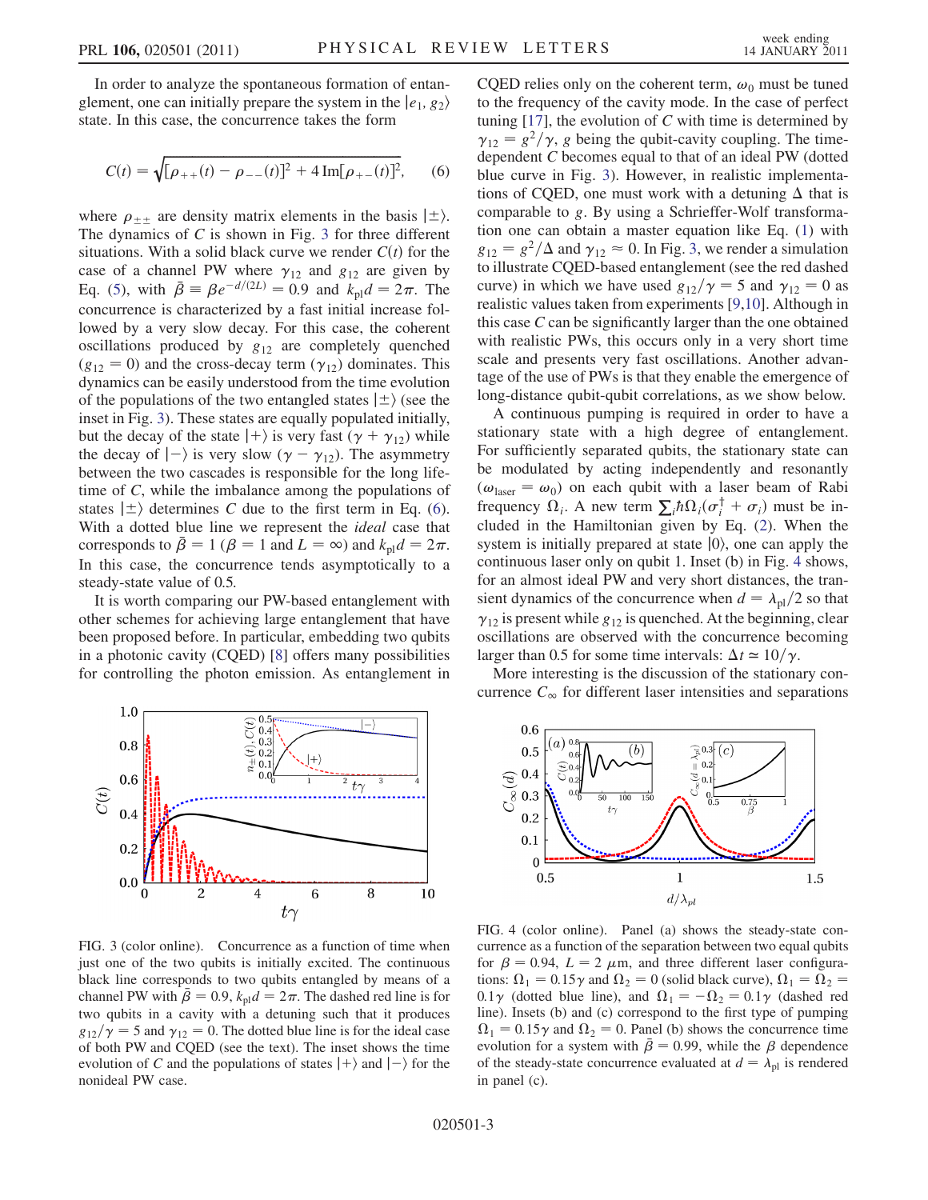In order to analyze the spontaneous formation of entanglement, one can initially prepare the system in the $|e_1, g_2\rangle$ state. In this case, the concurrence takes the form

$$C(t) = \sqrt{[\rho_{++}(t) - \rho_{--}(t)]^2 + 4\,\mathrm{Im}[\rho_{+-}(t)]^2}, \qquad (6)$$

where $\rho_{\pm\pm}$ are density matrix elements in the basis $|\pm\rangle$. The dynamics of $C$ is shown in Fig. 3 for three different situations. With a solid black curve we render $C(t)$ for the case of a channel PW where $\gamma_{12}$ and $g_{12}$ are given by Eq. (5), with $\bar{\beta} \equiv \beta e^{-d/(2L)} = 0.9$ and $k_{\rm pl} d = 2\pi$. The concurrence is characterized by a fast initial increase followed by a very slow decay. For this case, the coherent oscillations produced by $g_{12}$ are completely quenched ($g_{12} = 0$) and the cross-decay term ($\gamma_{12}$) dominates. This dynamics can be easily understood from the time evolution of the populations of the two entangled states $|\pm\rangle$ (see the inset in Fig. 3). These states are equally populated initially, but the decay of the state $|+\rangle$ is very fast ($\gamma + \gamma_{12}$) while the decay of $|-\rangle$ is very slow ($\gamma - \gamma_{12}$). The asymmetry between the two cascades is responsible for the long lifetime of $C$, while the imbalance among the populations of states $|\pm\rangle$ determines $C$ due to the first term in Eq. (6). With a dotted blue line we represent the *ideal* case that corresponds to $\bar{\beta} = 1$ ($\beta = 1$ and $L = \infty$) and $k_{\rm pl} d = 2\pi$. In this case, the concurrence tends asymptotically to a steady-state value of 0.5.

It is worth comparing our PW-based entanglement with other schemes for achieving large entanglement that have been proposed before. In particular, embedding two qubits in a photonic cavity (CQED) [8] offers many possibilities for controlling the photon emission. As entanglement in CQED relies only on the coherent term, $\omega_0$ must be tuned to the frequency of the cavity mode. In the case of perfect tuning [17], the evolution of $C$ with time is determined by $\gamma_{12} = g^2/\gamma$, $g$ being the qubit-cavity coupling. The time-dependent $C$ becomes equal to that of an ideal PW (dotted blue curve in Fig. 3). However, in realistic implementations of CQED, one must work with a detuning $\Delta$ that is comparable to $g$. By using a Schrieffer-Wolf transformation one can obtain a master equation like Eq. (1) with $g_{12} = g^2/\Delta$ and $\gamma_{12} \approx 0$. In Fig. 3, we render a simulation to illustrate CQED-based entanglement (see the red dashed curve) in which we have used $g_{12}/\gamma = 5$ and $\gamma_{12} = 0$ as realistic values taken from experiments [9,10]. Although in this case $C$ can be significantly larger than the one obtained with realistic PWs, this occurs only in a very short time scale and presents very fast oscillations. Another advantage of the use of PWs is that they enable the emergence of long-distance qubit-qubit correlations, as we show below.

FIG. 3 (color online). Concurrence as a function of time when just one of the two qubits is initially excited. The continuous black line corresponds to two qubits entangled by means of a channel PW with $\bar{\beta} = 0.9$, $k_{\rm pl} d = 2\pi$. The dashed red line is for two qubits in a cavity with a detuning such that it produces $g_{12}/\gamma = 5$ and $\gamma_{12} = 0$. The dotted blue line is for the ideal case of both PW and CQED (see the text). The inset shows the time evolution of $C$ and the populations of states $|+\rangle$ and $|-\rangle$ for the nonideal PW case.

A continuous pumping is required in order to have a stationary state with a high degree of entanglement. For sufficiently separated qubits, the stationary state can be modulated by acting independently and resonantly ($\omega_{\rm laser} = \omega_0$) on each qubit with a laser beam of Rabi frequency $\Omega_i$. A new term $\sum_i \hbar\Omega_i(\sigma_i^\dagger + \sigma_i)$ must be included in the Hamiltonian given by Eq. (2). When the system is initially prepared at state $|0\rangle$, one can apply the continuous laser only on qubit 1. Inset (b) in Fig. 4 shows, for an almost ideal PW and very short distances, the transient dynamics of the concurrence when $d = \lambda_{\rm pl}/2$ so that $\gamma_{12}$ is present while $g_{12}$ is quenched. At the beginning, clear oscillations are observed with the concurrence becoming larger than 0.5 for some time intervals: $\Delta t \simeq 10/\gamma$.

More interesting is the discussion of the stationary concurrence $C_\infty$ for different laser intensities and separations

FIG. 4 (color online). Panel (a) shows the steady-state concurrence as a function of the separation between two equal qubits for $\beta = 0.94$, $L = 2\ \mu$m, and three different laser configurations: $\Omega_1 = 0.15\gamma$ and $\Omega_2 = 0$ (solid black curve), $\Omega_1 = \Omega_2 = 0.1\gamma$ (dotted blue line), and $\Omega_1 = -\Omega_2 = 0.1\gamma$ (dashed red line). Insets (b) and (c) correspond to the first type of pumping $\Omega_1 = 0.15\gamma$ and $\Omega_2 = 0$. Panel (b) shows the concurrence time evolution for a system with $\bar{\beta} = 0.99$, while the $\beta$ dependence of the steady-state concurrence evaluated at $d = \lambda_{\rm pl}$ is rendered in panel (c).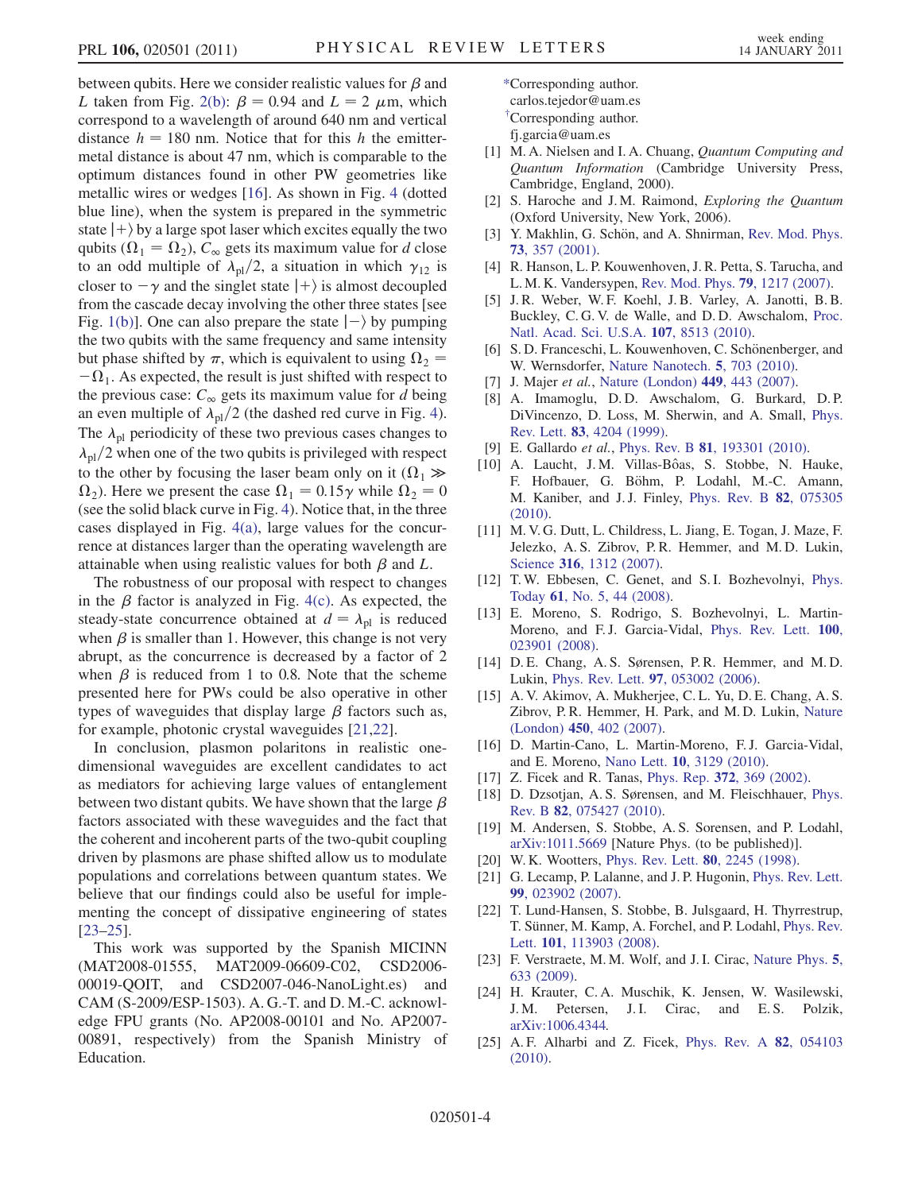between qubits. Here we consider realistic values for $\beta$ and $L$ taken from Fig. 2(b): $\beta = 0.94$ and $L = 2\ \mu$m, which correspond to a wavelength of around 640 nm and vertical distance $h = 180$ nm. Notice that for this $h$ the emitter-metal distance is about 47 nm, which is comparable to the optimum distances found in other PW geometries like metallic wires or wedges [16]. As shown in Fig. 4 (dotted blue line), when the system is prepared in the symmetric state $|+\rangle$ by a large spot laser which excites equally the two qubits ($\Omega_1 = \Omega_2$), $C_\infty$ gets its maximum value for $d$ close to an odd multiple of $\lambda_{\rm pl}/2$, a situation in which $\gamma_{12}$ is closer to $-\gamma$ and the singlet state $|+\rangle$ is almost decoupled from the cascade decay involving the other three states [see Fig. 1(b)]. One can also prepare the state $|-\rangle$ by pumping the two qubits with the same frequency and same intensity but phase shifted by $\pi$, which is equivalent to using $\Omega_2 = -\Omega_1$. As expected, the result is just shifted with respect to the previous case: $C_\infty$ gets its maximum value for $d$ being an even multiple of $\lambda_{\rm pl}/2$ (the dashed red curve in Fig. 4). The $\lambda_{\rm pl}$ periodicity of these two previous cases changes to $\lambda_{\rm pl}/2$ when one of the two qubits is privileged with respect to the other by focusing the laser beam only on it ($\Omega_1 \gg \Omega_2$). Here we present the case $\Omega_1 = 0.15\gamma$ while $\Omega_2 = 0$ (see the solid black curve in Fig. 4). Notice that, in the three cases displayed in Fig. 4(a), large values for the concurrence at distances larger than the operating wavelength are attainable when using realistic values for both $\beta$ and $L$.

The robustness of our proposal with respect to changes in the $\beta$ factor is analyzed in Fig. 4(c). As expected, the steady-state concurrence obtained at $d = \lambda_{\rm pl}$ is reduced when $\beta$ is smaller than 1. However, this change is not very abrupt, as the concurrence is decreased by a factor of 2 when $\beta$ is reduced from 1 to 0.8. Note that the scheme presented here for PWs could be also operative in other types of waveguides that display large $\beta$ factors such as, for example, photonic crystal waveguides [21,22].

In conclusion, plasmon polaritons in realistic one-dimensional waveguides are excellent candidates to act as mediators for achieving large values of entanglement between two distant qubits. We have shown that the large $\beta$ factors associated with these waveguides and the fact that the coherent and incoherent parts of the two-qubit coupling driven by plasmons are phase shifted allow us to modulate populations and correlations between quantum states. We believe that our findings could also be useful for implementing the concept of dissipative engineering of states [23–25].

This work was supported by the Spanish MICINN (MAT2008-01555, MAT2009-06609-C02, CSD2006-00019-QOIT, and CSD2007-046-NanoLight.es) and CAM (S-2009/ESP-1503). A. G.-T. and D. M.-C. acknowledge FPU grants (No. AP2008-00101 and No. AP2007-00891, respectively) from the Spanish Ministry of Education.

*Corresponding author.
carlos.tejedor@uam.es

†Corresponding author.
fj.garcia@uam.es

[1] M. A. Nielsen and I. A. Chuang, *Quantum Computing and Quantum Information* (Cambridge University Press, Cambridge, England, 2000).

[2] S. Haroche and J. M. Raimond, *Exploring the Quantum* (Oxford University, New York, 2006).

[3] Y. Makhlin, G. Schön, and A. Shnirman, Rev. Mod. Phys. **73**, 357 (2001).

[4] R. Hanson, L. P. Kouwenhoven, J. R. Petta, S. Tarucha, and L. M. K. Vandersypen, Rev. Mod. Phys. **79**, 1217 (2007).

[5] J. R. Weber, W. F. Koehl, J. B. Varley, A. Janotti, B. B. Buckley, C. G. V. de Walle, and D. D. Awschalom, Proc. Natl. Acad. Sci. U.S.A. **107**, 8513 (2010).

[6] S. D. Franceschi, L. Kouwenhoven, C. Schönenberger, and W. Wernsdorfer, Nature Nanotech. **5**, 703 (2010).

[7] J. Majer *et al.*, Nature (London) **449**, 443 (2007).

[8] A. Imamoglu, D. D. Awschalom, G. Burkard, D. P. DiVincenzo, D. Loss, M. Sherwin, and A. Small, Phys. Rev. Lett. **83**, 4204 (1999).

[9] E. Gallardo *et al.*, Phys. Rev. B **81**, 193301 (2010).

[10] A. Laucht, J. M. Villas-Bôas, S. Stobbe, N. Hauke, F. Hofbauer, G. Böhm, P. Lodahl, M.-C. Amann, M. Kaniber, and J. J. Finley, Phys. Rev. B **82**, 075305 (2010).

[11] M. V. G. Dutt, L. Childress, L. Jiang, E. Togan, J. Maze, F. Jelezko, A. S. Zibrov, P. R. Hemmer, and M. D. Lukin, Science **316**, 1312 (2007).

[12] T. W. Ebbesen, C. Genet, and S. I. Bozhevolnyi, Phys. Today **61**, No. 5, 44 (2008).

[13] E. Moreno, S. Rodrigo, S. Bozhevolnyi, L. Martin-Moreno, and F. J. Garcia-Vidal, Phys. Rev. Lett. **100**, 023901 (2008).

[14] D. E. Chang, A. S. Sørensen, P. R. Hemmer, and M. D. Lukin, Phys. Rev. Lett. **97**, 053002 (2006).

[15] A. V. Akimov, A. Mukherjee, C. L. Yu, D. E. Chang, A. S. Zibrov, P. R. Hemmer, H. Park, and M. D. Lukin, Nature (London) **450**, 402 (2007).

[16] D. Martin-Cano, L. Martin-Moreno, F. J. Garcia-Vidal, and E. Moreno, Nano Lett. **10**, 3129 (2010).

[17] Z. Ficek and R. Tanas, Phys. Rep. **372**, 369 (2002).

[18] D. Dzsotjan, A. S. Sørensen, and M. Fleischhauer, Phys. Rev. B **82**, 075427 (2010).

[19] M. Andersen, S. Stobbe, A. S. Sorensen, and P. Lodahl, arXiv:1011.5669 [Nature Phys. (to be published)].

[20] W. K. Wootters, Phys. Rev. Lett. **80**, 2245 (1998).

[21] G. Lecamp, P. Lalanne, and J. P. Hugonin, Phys. Rev. Lett. **99**, 023902 (2007).

[22] T. Lund-Hansen, S. Stobbe, B. Julsgaard, H. Thyrrestrup, T. Sünner, M. Kamp, A. Forchel, and P. Lodahl, Phys. Rev. Lett. **101**, 113903 (2008).

[23] F. Verstraete, M. M. Wolf, and J. I. Cirac, Nature Phys. **5**, 633 (2009).

[24] H. Krauter, C. A. Muschik, K. Jensen, W. Wasilewski, J. M. Petersen, J. I. Cirac, and E. S. Polzik, arXiv:1006.4344.

[25] A. F. Alharbi and Z. Ficek, Phys. Rev. A **82**, 054103 (2010).